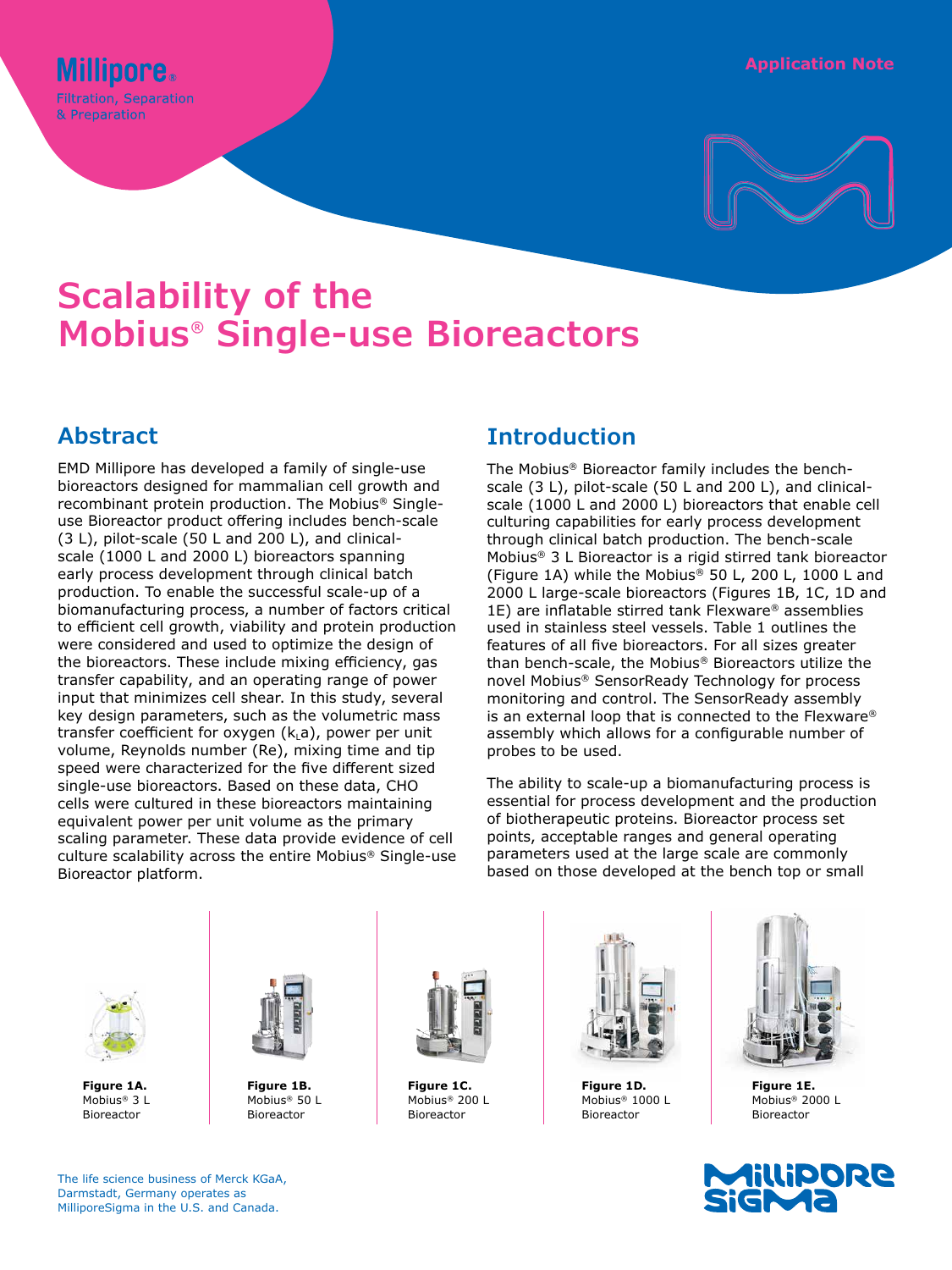Millipore®

Filtration, Separation & Preparation

Application Note

# Scalability of the Mobius® Single-use Bioreactors

## Abstract

EMD Millipore has developed a family of single-use bioreactors designed for mammalian cell growth and recombinant protein production. The Mobius® Single-use Bioreactor product offering includes bench-scale (3 L), pilot-scale (50 L and 200 L), and clinical-scale (1000 L and 2000 L) bioreactors spanning early process development through clinical batch production. To enable the successful scale-up of a biomanufacturing process, a number of factors critical to efficient cell growth, viability and protein production were considered and used to optimize the design of the bioreactors. These include mixing efficiency, gas transfer capability, and an operating range of power input that minimizes cell shear. In this study, several key design parameters, such as the volumetric mass transfer coefficient for oxygen ($k_La$), power per unit volume, Reynolds number (Re), mixing time and tip speed were characterized for the five different sized single-use bioreactors. Based on these data, CHO cells were cultured in these bioreactors maintaining equivalent power per unit volume as the primary scaling parameter. These data provide evidence of cell culture scalability across the entire Mobius® Single-use Bioreactor platform.

## Introduction

The Mobius® Bioreactor family includes the bench-scale (3 L), pilot-scale (50 L and 200 L), and clinical-scale (1000 L and 2000 L) bioreactors that enable cell culturing capabilities for early process development through clinical batch production. The bench-scale Mobius® 3 L Bioreactor is a rigid stirred tank bioreactor (Figure 1A) while the Mobius® 50 L, 200 L, 1000 L and 2000 L large-scale bioreactors (Figures 1B, 1C, 1D and 1E) are inflatable stirred tank Flexware® assemblies used in stainless steel vessels. Table 1 outlines the features of all five bioreactors. For all sizes greater than bench-scale, the Mobius® Bioreactors utilize the novel Mobius® SensorReady Technology for process monitoring and control. The SensorReady assembly is an external loop that is connected to the Flexware® assembly which allows for a configurable number of probes to be used.

The ability to scale-up a biomanufacturing process is essential for process development and the production of biotherapeutic proteins. Bioreactor process set points, acceptable ranges and general operating parameters used at the large scale are commonly based on those developed at the bench top or small

**Figure 1A.** Mobius® 3 L Bioreactor

**Figure 1B.** Mobius® 50 L Bioreactor

**Figure 1C.** Mobius® 200 L Bioreactor

**Figure 1D.** Mobius® 1000 L Bioreactor

**Figure 1E.** Mobius® 2000 L Bioreactor

The life science business of Merck KGaA, Darmstadt, Germany operates as MilliporeSigma in the U.S. and Canada.

MilliporeSigma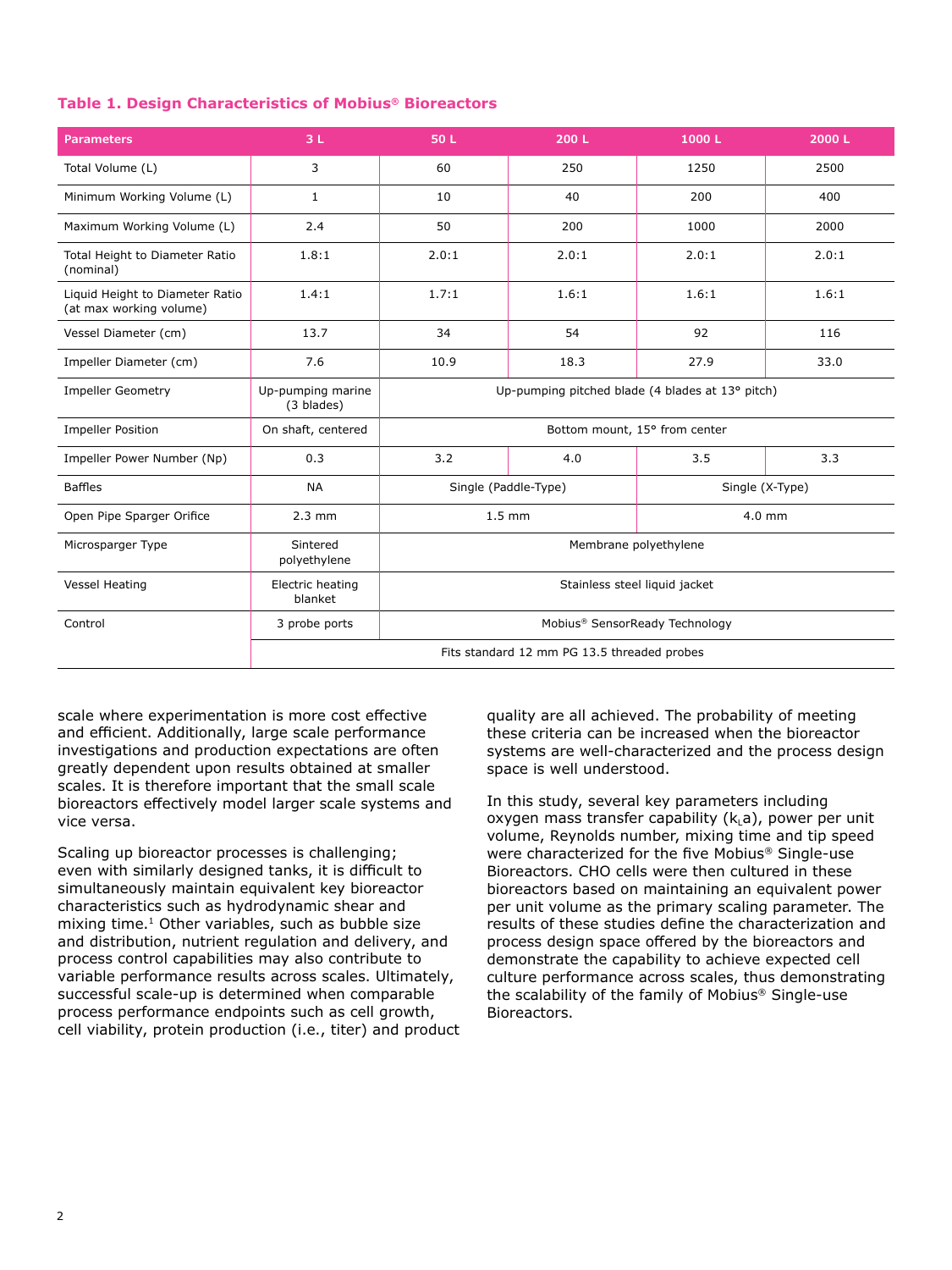**Table 1. Design Characteristics of Mobius® Bioreactors**

| Parameters | 3 L | 50 L | 200 L | 1000 L | 2000 L |
|---|---|---|---|---|---|
| Total Volume (L) | 3 | 60 | 250 | 1250 | 2500 |
| Minimum Working Volume (L) | 1 | 10 | 40 | 200 | 400 |
| Maximum Working Volume (L) | 2.4 | 50 | 200 | 1000 | 2000 |
| Total Height to Diameter Ratio (nominal) | 1.8:1 | 2.0:1 | 2.0:1 | 2.0:1 | 2.0:1 |
| Liquid Height to Diameter Ratio (at max working volume) | 1.4:1 | 1.7:1 | 1.6:1 | 1.6:1 | 1.6:1 |
| Vessel Diameter (cm) | 13.7 | 34 | 54 | 92 | 116 |
| Impeller Diameter (cm) | 7.6 | 10.9 | 18.3 | 27.9 | 33.0 |
| Impeller Geometry | Up-pumping marine (3 blades) | Up-pumping pitched blade (4 blades at 13° pitch) | | | |
| Impeller Position | On shaft, centered | Bottom mount, 15° from center | | | |
| Impeller Power Number (Np) | 0.3 | 3.2 | 4.0 | 3.5 | 3.3 |
| Baffles | NA | Single (Paddle-Type) | | Single (X-Type) | |
| Open Pipe Sparger Orifice | 2.3 mm | 1.5 mm | | 4.0 mm | |
| Microsparger Type | Sintered polyethylene | Membrane polyethylene | | | |
| Vessel Heating | Electric heating blanket | Stainless steel liquid jacket | | | |
| Control | 3 probe ports | Mobius® SensorReady Technology | | | |
| | Fits standard 12 mm PG 13.5 threaded probes | | | | |

scale where experimentation is more cost effective and efficient. Additionally, large scale performance investigations and production expectations are often greatly dependent upon results obtained at smaller scales. It is therefore important that the small scale bioreactors effectively model larger scale systems and vice versa.

Scaling up bioreactor processes is challenging; even with similarly designed tanks, it is difficult to simultaneously maintain equivalent key bioreactor characteristics such as hydrodynamic shear and mixing time.[1] Other variables, such as bubble size and distribution, nutrient regulation and delivery, and process control capabilities may also contribute to variable performance results across scales. Ultimately, successful scale-up is determined when comparable process performance endpoints such as cell growth, cell viability, protein production (i.e., titer) and product quality are all achieved. The probability of meeting these criteria can be increased when the bioreactor systems are well-characterized and the process design space is well understood.

In this study, several key parameters including oxygen mass transfer capability ($k_La$), power per unit volume, Reynolds number, mixing time and tip speed were characterized for the five Mobius® Single-use Bioreactors. CHO cells were then cultured in these bioreactors based on maintaining an equivalent power per unit volume as the primary scaling parameter. The results of these studies define the characterization and process design space offered by the bioreactors and demonstrate the capability to achieve expected cell culture performance across scales, thus demonstrating the scalability of the family of Mobius® Single-use Bioreactors.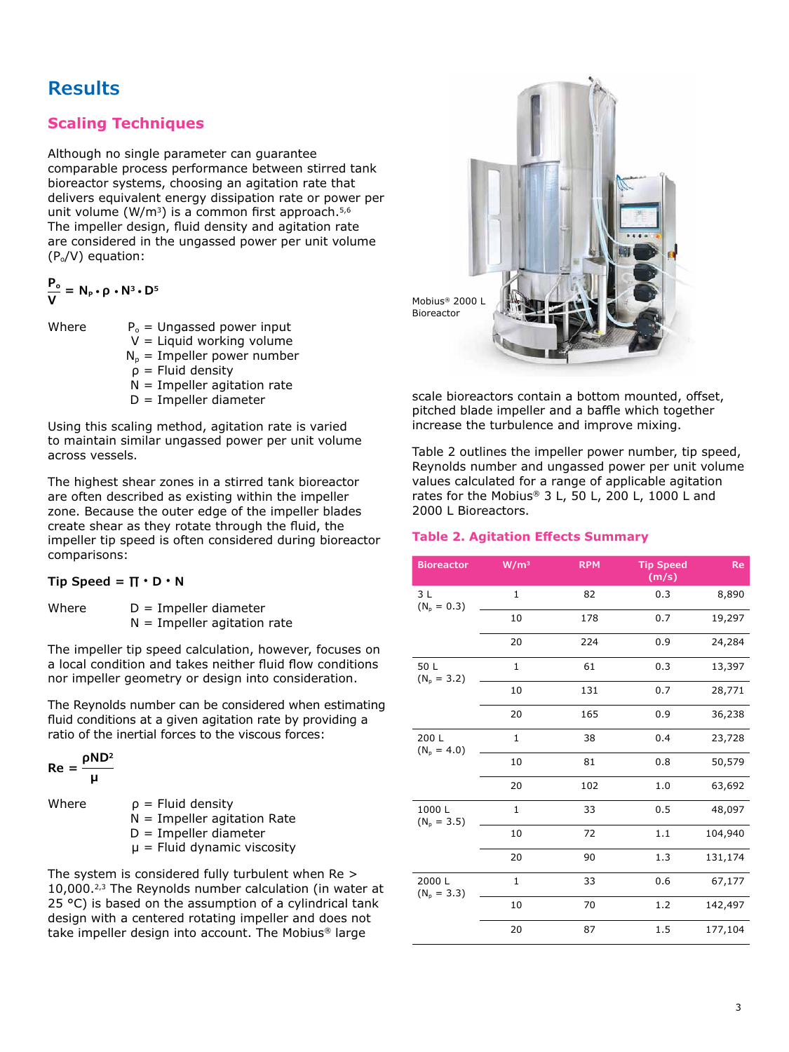# Results

## Scaling Techniques

Although no single parameter can guarantee comparable process performance between stirred tank bioreactor systems, choosing an agitation rate that delivers equivalent energy dissipation rate or power per unit volume (W/m³) is a common first approach.[5,6] The impeller design, fluid density and agitation rate are considered in the ungassed power per unit volume ($P_o/V$) equation:

$$\frac{P_o}{V} = N_p \cdot \rho \cdot N^3 \cdot D^5$$

Where
- $P_o$ = Ungassed power input
- $V$ = Liquid working volume
- $N_p$ = Impeller power number
- $\rho$ = Fluid density
- $N$ = Impeller agitation rate
- $D$ = Impeller diameter

Using this scaling method, agitation rate is varied to maintain similar ungassed power per unit volume across vessels.

The highest shear zones in a stirred tank bioreactor are often described as existing within the impeller zone. Because the outer edge of the impeller blades create shear as they rotate through the fluid, the impeller tip speed is often considered during bioreactor comparisons:

$$\text{Tip Speed} = \pi \cdot D \cdot N$$

Where
- $D$ = Impeller diameter
- $N$ = Impeller agitation rate

The impeller tip speed calculation, however, focuses on a local condition and takes neither fluid flow conditions nor impeller geometry or design into consideration.

The Reynolds number can be considered when estimating fluid conditions at a given agitation rate by providing a ratio of the inertial forces to the viscous forces:

$$Re = \frac{\rho N D^2}{\mu}$$

Where
- $\rho$ = Fluid density
- $N$ = Impeller agitation Rate
- $D$ = Impeller diameter
- $\mu$ = Fluid dynamic viscosity

The system is considered fully turbulent when Re > 10,000.[2,3] The Reynolds number calculation (in water at 25 °C) is based on the assumption of a cylindrical tank design with a centered rotating impeller and does not take impeller design into account. The Mobius® large scale bioreactors contain a bottom mounted, offset, pitched blade impeller and a baffle which together increase the turbulence and improve mixing.

Mobius® 2000 L Bioreactor

Table 2 outlines the impeller power number, tip speed, Reynolds number and ungassed power per unit volume values calculated for a range of applicable agitation rates for the Mobius® 3 L, 50 L, 200 L, 1000 L and 2000 L Bioreactors.

### Table 2. Agitation Effects Summary

| Bioreactor | W/m³ | RPM | Tip Speed (m/s) | Re |
|---|---|---|---|---|
| 3 L ($N_p$ = 0.3) | 1 | 82 | 0.3 | 8,890 |
| | 10 | 178 | 0.7 | 19,297 |
| | 20 | 224 | 0.9 | 24,284 |
| 50 L ($N_p$ = 3.2) | 1 | 61 | 0.3 | 13,397 |
| | 10 | 131 | 0.7 | 28,771 |
| | 20 | 165 | 0.9 | 36,238 |
| 200 L ($N_p$ = 4.0) | 1 | 38 | 0.4 | 23,728 |
| | 10 | 81 | 0.8 | 50,579 |
| | 20 | 102 | 1.0 | 63,692 |
| 1000 L ($N_p$ = 3.5) | 1 | 33 | 0.5 | 48,097 |
| | 10 | 72 | 1.1 | 104,940 |
| | 20 | 90 | 1.3 | 131,174 |
| 2000 L ($N_p$ = 3.3) | 1 | 33 | 0.6 | 67,177 |
| | 10 | 70 | 1.2 | 142,497 |
| | 20 | 87 | 1.5 | 177,104 |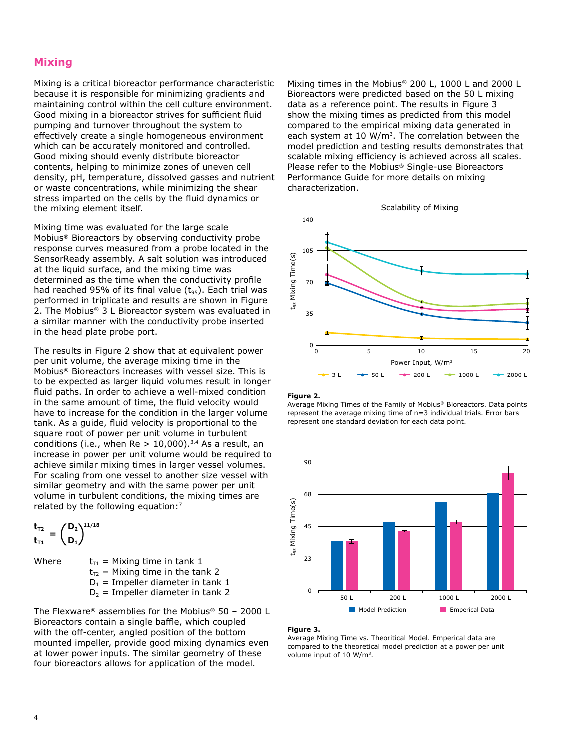## Mixing

Mixing is a critical bioreactor performance characteristic because it is responsible for minimizing gradients and maintaining control within the cell culture environment. Good mixing in a bioreactor strives for sufficient fluid pumping and turnover throughout the system to effectively create a single homogeneous environment which can be accurately monitored and controlled. Good mixing should evenly distribute bioreactor contents, helping to minimize zones of uneven cell density, pH, temperature, dissolved gasses and nutrient or waste concentrations, while minimizing the shear stress imparted on the cells by the fluid dynamics or the mixing element itself.

Mixing time was evaluated for the large scale Mobius® Bioreactors by observing conductivity probe response curves measured from a probe located in the SensorReady assembly. A salt solution was introduced at the liquid surface, and the mixing time was determined as the time when the conductivity profile had reached 95% of its final value ($t_{95}$). Each trial was performed in triplicate and results are shown in Figure 2. The Mobius® 3 L Bioreactor system was evaluated in a similar manner with the conductivity probe inserted in the head plate probe port.

The results in Figure 2 show that at equivalent power per unit volume, the average mixing time in the Mobius® Bioreactors increases with vessel size. This is to be expected as larger liquid volumes result in longer fluid paths. In order to achieve a well-mixed condition in the same amount of time, the fluid velocity would have to increase for the condition in the larger volume tank. As a guide, fluid velocity is proportional to the square root of power per unit volume in turbulent conditions (i.e., when Re > 10,000).[3,4] As a result, an increase in power per unit volume would be required to achieve similar mixing times in larger vessel volumes. For scaling from one vessel to another size vessel with similar geometry and with the same power per unit volume in turbulent conditions, the mixing times are related by the following equation:[7]

$$\frac{t_{T2}}{t_{T1}} = \left(\frac{D_2}{D_1}\right)^{11/18}$$

Where
- $t_{T1}$ = Mixing time in tank 1
- $t_{T2}$ = Mixing time in the tank 2
- $D_1$ = Impeller diameter in tank 1
- $D_2$ = Impeller diameter in tank 2

The Flexware® assemblies for the Mobius® 50 – 2000 L Bioreactors contain a single baffle, which coupled with the off-center, angled position of the bottom mounted impeller, provide good mixing dynamics even at lower power inputs. The similar geometry of these four bioreactors allows for application of the model.

Mixing times in the Mobius® 200 L, 1000 L and 2000 L Bioreactors were predicted based on the 50 L mixing data as a reference point. The results in Figure 3 show the mixing times as predicted from this model compared to the empirical mixing data generated in each system at 10 W/m³. The correlation between the model prediction and testing results demonstrates that scalable mixing efficiency is achieved across all scales. Please refer to the Mobius® Single-use Bioreactors Performance Guide for more details on mixing characterization.

**Figure 2.**
Average Mixing Times of the Family of Mobius® Bioreactors. Data points represent the average mixing time of n=3 individual trials. Error bars represent one standard deviation for each data point.

**Figure 3.**
Average Mixing Time vs. Theoritical Model. Emperical data are compared to the theoretical model prediction at a power per unit volume input of 10 W/m³.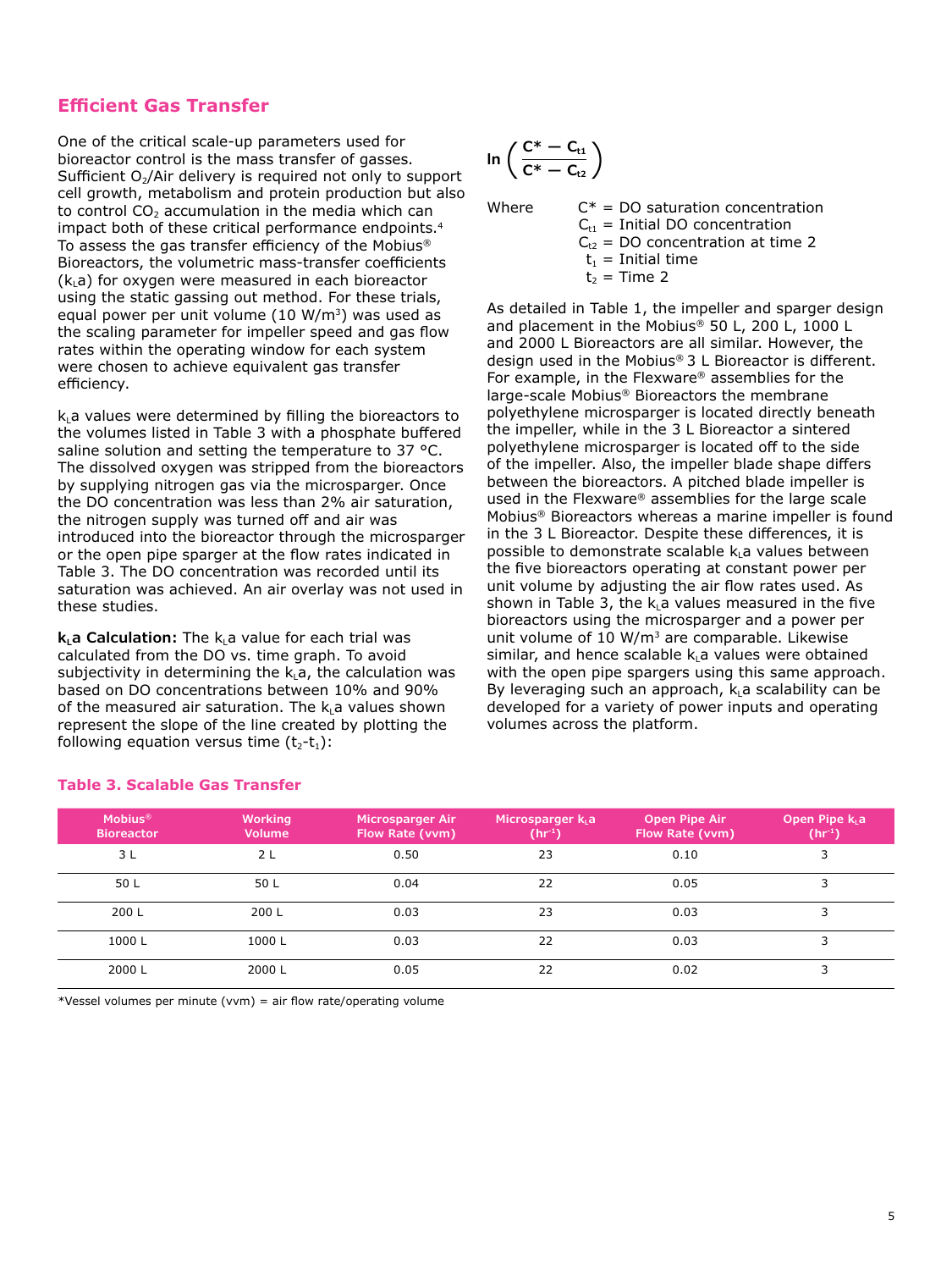## Efficient Gas Transfer

One of the critical scale-up parameters used for bioreactor control is the mass transfer of gasses. Sufficient $O_2$/Air delivery is required not only to support cell growth, metabolism and protein production but also to control $CO_2$ accumulation in the media which can impact both of these critical performance endpoints.[4] To assess the gas transfer efficiency of the Mobius® Bioreactors, the volumetric mass-transfer coefficients ($k_La$) for oxygen were measured in each bioreactor using the static gassing out method. For these trials, equal power per unit volume (10 W/m³) was used as the scaling parameter for impeller speed and gas flow rates within the operating window for each system were chosen to achieve equivalent gas transfer efficiency.

$k_La$ values were determined by filling the bioreactors to the volumes listed in Table 3 with a phosphate buffered saline solution and setting the temperature to 37 °C. The dissolved oxygen was stripped from the bioreactors by supplying nitrogen gas via the microsparger. Once the DO concentration was less than 2% air saturation, the nitrogen supply was turned off and air was introduced into the bioreactor through the microsparger or the open pipe sparger at the flow rates indicated in Table 3. The DO concentration was recorded until its saturation was achieved. An air overlay was not used in these studies.

**$k_La$ Calculation:** The $k_La$ value for each trial was calculated from the DO vs. time graph. To avoid subjectivity in determining the $k_La$, the calculation was based on DO concentrations between 10% and 90% of the measured air saturation. The $k_La$ values shown represent the slope of the line created by plotting the following equation versus time ($t_2$-$t_1$):

$$\ln\left(\frac{C^* - C_{t1}}{C^* - C_{t2}}\right)$$

Where
$C^*$ = DO saturation concentration
$C_{t1}$ = Initial DO concentration
$C_{t2}$ = DO concentration at time 2
$t_1$ = Initial time
$t_2$ = Time 2

As detailed in Table 1, the impeller and sparger design and placement in the Mobius® 50 L, 200 L, 1000 L and 2000 L Bioreactors are all similar. However, the design used in the Mobius® 3 L Bioreactor is different. For example, in the Flexware® assemblies for the large-scale Mobius® Bioreactors the membrane polyethylene microsparger is located directly beneath the impeller, while in the 3 L Bioreactor a sintered polyethylene microsparger is located off to the side of the impeller. Also, the impeller blade shape differs between the bioreactors. A pitched blade impeller is used in the Flexware® assemblies for the large scale Mobius® Bioreactors whereas a marine impeller is found in the 3 L Bioreactor. Despite these differences, it is possible to demonstrate scalable $k_La$ values between the five bioreactors operating at constant power per unit volume by adjusting the air flow rates used. As shown in Table 3, the $k_La$ values measured in the five bioreactors using the microsparger and a power per unit volume of 10 W/m³ are comparable. Likewise similar, and hence scalable $k_La$ values were obtained with the open pipe spargers using this same approach. By leveraging such an approach, $k_La$ scalability can be developed for a variety of power inputs and operating volumes across the platform.

**Table 3. Scalable Gas Transfer**

| Mobius® Bioreactor | Working Volume | Microsparger Air Flow Rate (vvm) | Microsparger $k_La$ ($hr^{-1}$) | Open Pipe Air Flow Rate (vvm) | Open Pipe $k_La$ ($hr^{-1}$) |
|---|---|---|---|---|---|
| 3 L | 2 L | 0.50 | 23 | 0.10 | 3 |
| 50 L | 50 L | 0.04 | 22 | 0.05 | 3 |
| 200 L | 200 L | 0.03 | 23 | 0.03 | 3 |
| 1000 L | 1000 L | 0.03 | 22 | 0.03 | 3 |
| 2000 L | 2000 L | 0.05 | 22 | 0.02 | 3 |

*Vessel volumes per minute (vvm) = air flow rate/operating volume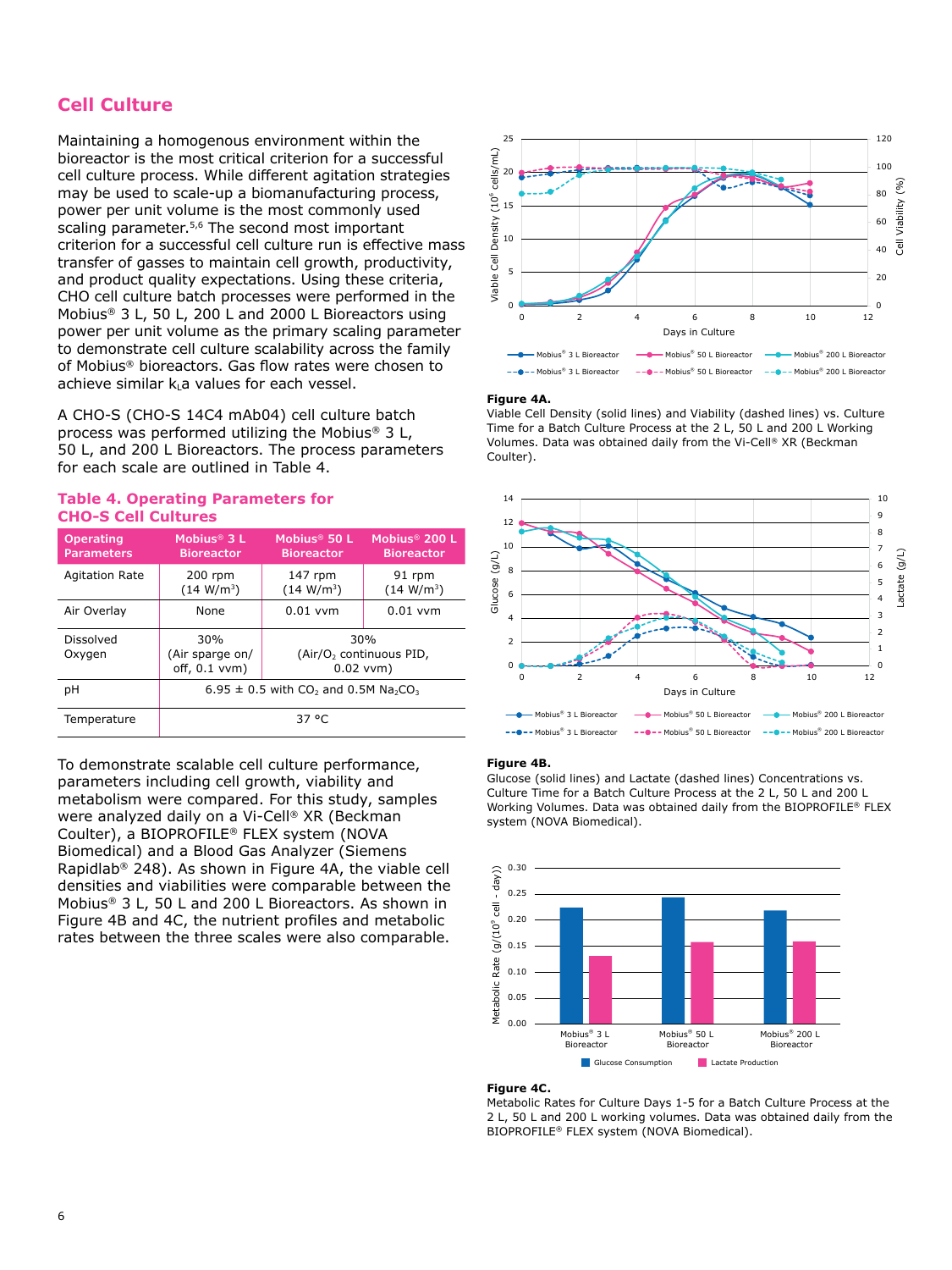## Cell Culture

Maintaining a homogenous environment within the bioreactor is the most critical criterion for a successful cell culture process. While different agitation strategies may be used to scale-up a biomanufacturing process, power per unit volume is the most commonly used scaling parameter.[5,6] The second most important criterion for a successful cell culture run is effective mass transfer of gasses to maintain cell growth, productivity, and product quality expectations. Using these criteria, CHO cell culture batch processes were performed in the Mobius® 3 L, 50 L, 200 L and 2000 L Bioreactors using power per unit volume as the primary scaling parameter to demonstrate cell culture scalability across the family of Mobius® bioreactors. Gas flow rates were chosen to achieve similar $k_La$ values for each vessel.

A CHO-S (CHO-S 14C4 mAb04) cell culture batch process was performed utilizing the Mobius® 3 L, 50 L, and 200 L Bioreactors. The process parameters for each scale are outlined in Table 4.

### Table 4. Operating Parameters for CHO-S Cell Cultures

| Operating Parameters | Mobius® 3 L Bioreactor | Mobius® 50 L Bioreactor | Mobius® 200 L Bioreactor |
|---|---|---|---|
| Agitation Rate | 200 rpm (14 W/m$^3$) | 147 rpm (14 W/m$^3$) | 91 rpm (14 W/m$^3$) |
| Air Overlay | None | 0.01 vvm | 0.01 vvm |
| Dissolved Oxygen | 30% (Air sparge on/off, 0.1 vvm) | 30% (Air/$O_2$ continuous PID, 0.02 vvm) | |
| pH | 6.95 ± 0.5 with $CO_2$ and 0.5M $Na_2CO_3$ | | |
| Temperature | 37 °C | | |

To demonstrate scalable cell culture performance, parameters including cell growth, viability and metabolism were compared. For this study, samples were analyzed daily on a Vi-Cell® XR (Beckman Coulter), a BIOPROFILE® FLEX system (NOVA Biomedical) and a Blood Gas Analyzer (Siemens Rapidlab® 248). As shown in Figure 4A, the viable cell densities and viabilities were comparable between the Mobius® 3 L, 50 L and 200 L Bioreactors. As shown in Figure 4B and 4C, the nutrient profiles and metabolic rates between the three scales were also comparable.

**Figure 4A.**
Viable Cell Density (solid lines) and Viability (dashed lines) vs. Culture Time for a Batch Culture Process at the 2 L, 50 L and 200 L Working Volumes. Data was obtained daily from the Vi-Cell® XR (Beckman Coulter).

**Figure 4B.**
Glucose (solid lines) and Lactate (dashed lines) Concentrations vs. Culture Time for a Batch Culture Process at the 2 L, 50 L and 200 L Working Volumes. Data was obtained daily from the BIOPROFILE® FLEX system (NOVA Biomedical).

**Figure 4C.**
Metabolic Rates for Culture Days 1-5 for a Batch Culture Process at the 2 L, 50 L and 200 L working volumes. Data was obtained daily from the BIOPROFILE® FLEX system (NOVA Biomedical).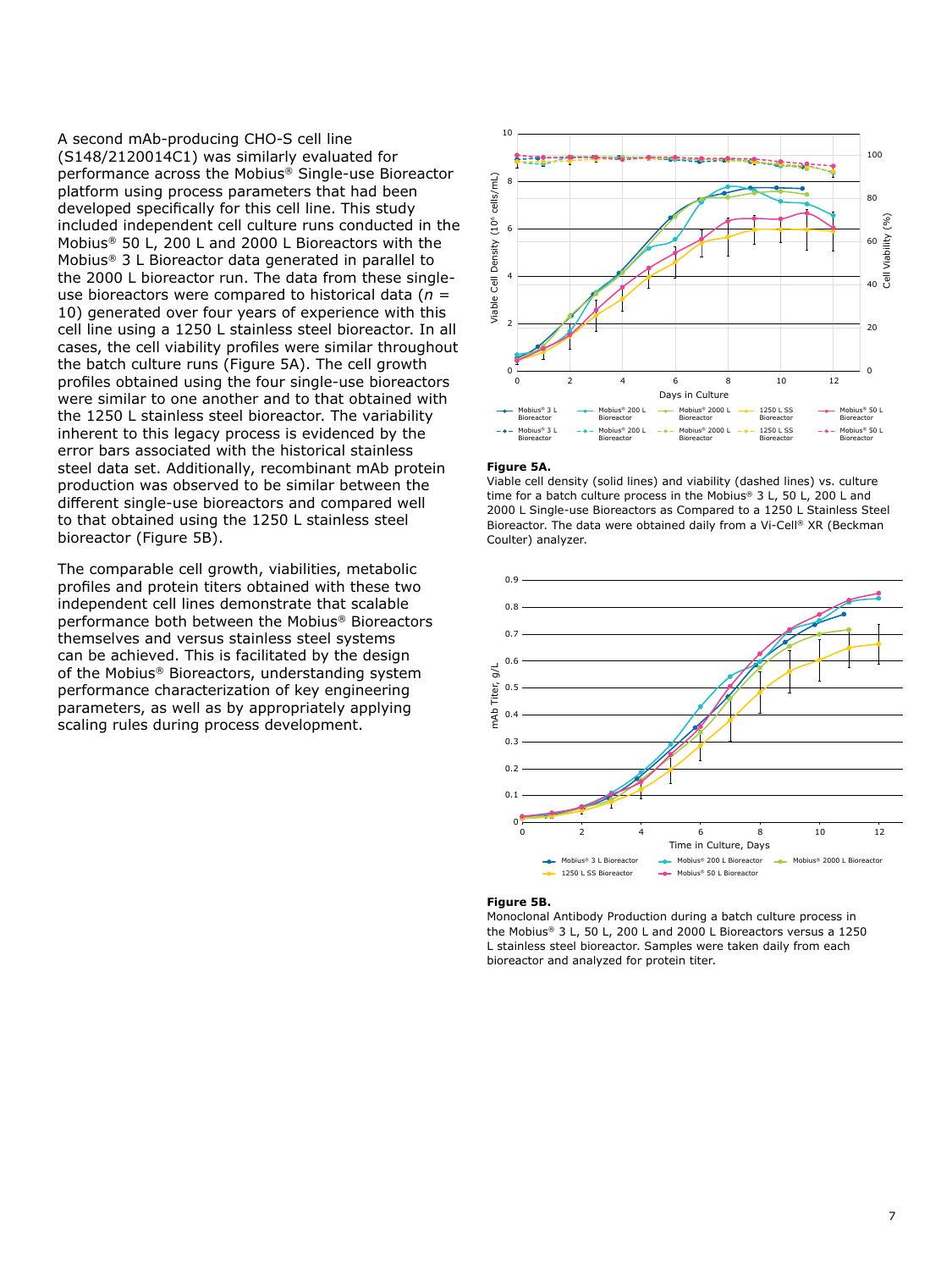A second mAb-producing CHO-S cell line (S148/2120014C1) was similarly evaluated for performance across the Mobius® Single-use Bioreactor platform using process parameters that had been developed specifically for this cell line. This study included independent cell culture runs conducted in the Mobius® 50 L, 200 L and 2000 L Bioreactors with the Mobius® 3 L Bioreactor data generated in parallel to the 2000 L bioreactor run. The data from these single-use bioreactors were compared to historical data ($n$ = 10) generated over four years of experience with this cell line using a 1250 L stainless steel bioreactor. In all cases, the cell viability profiles were similar throughout the batch culture runs (Figure 5A). The cell growth profiles obtained using the four single-use bioreactors were similar to one another and to that obtained with the 1250 L stainless steel bioreactor. The variability inherent to this legacy process is evidenced by the error bars associated with the historical stainless steel data set. Additionally, recombinant mAb protein production was observed to be similar between the different single-use bioreactors and compared well to that obtained using the 1250 L stainless steel bioreactor (Figure 5B).

The comparable cell growth, viabilities, metabolic profiles and protein titers obtained with these two independent cell lines demonstrate that scalable performance both between the Mobius® Bioreactors themselves and versus stainless steel systems can be achieved. This is facilitated by the design of the Mobius® Bioreactors, understanding system performance characterization of key engineering parameters, as well as by appropriately applying scaling rules during process development.

**Figure 5A.**
Viable cell density (solid lines) and viability (dashed lines) vs. culture time for a batch culture process in the Mobius® 3 L, 50 L, 200 L and 2000 L Single-use Bioreactors as Compared to a 1250 L Stainless Steel Bioreactor. The data were obtained daily from a Vi-Cell® XR (Beckman Coulter) analyzer.

**Figure 5B.**
Monoclonal Antibody Production during a batch culture process in the Mobius® 3 L, 50 L, 200 L and 2000 L Bioreactors versus a 1250 L stainless steel bioreactor. Samples were taken daily from each bioreactor and analyzed for protein titer.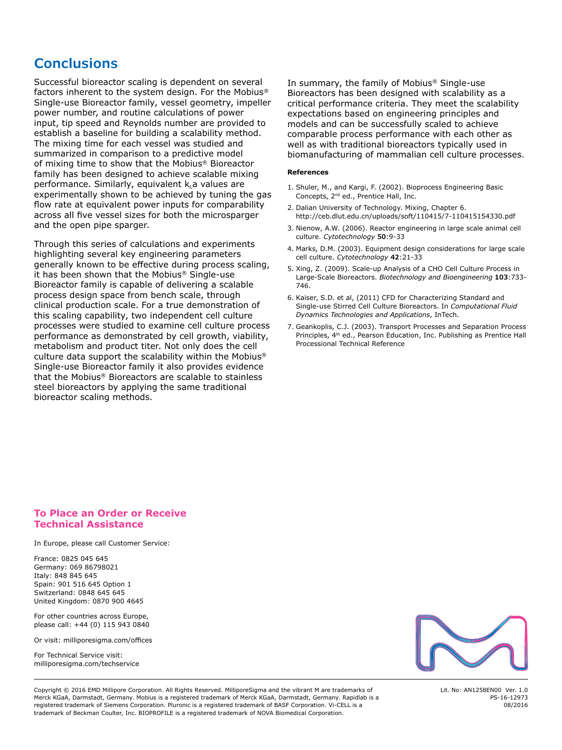## Conclusions

Successful bioreactor scaling is dependent on several factors inherent to the system design. For the Mobius® Single-use Bioreactor family, vessel geometry, impeller power number, and routine calculations of power input, tip speed and Reynolds number are provided to establish a baseline for building a scalability method. The mixing time for each vessel was studied and summarized in comparison to a predictive model of mixing time to show that the Mobius® Bioreactor family has been designed to achieve scalable mixing performance. Similarly, equivalent $k_La$ values are experimentally shown to be achieved by tuning the gas flow rate at equivalent power inputs for comparability across all five vessel sizes for both the microsparger and the open pipe sparger.

Through this series of calculations and experiments highlighting several key engineering parameters generally known to be effective during process scaling, it has been shown that the Mobius® Single-use Bioreactor family is capable of delivering a scalable process design space from bench scale, through clinical production scale. For a true demonstration of this scaling capability, two independent cell culture processes were studied to examine cell culture process performance as demonstrated by cell growth, viability, metabolism and product titer. Not only does the cell culture data support the scalability within the Mobius® Single-use Bioreactor family it also provides evidence that the Mobius® Bioreactors are scalable to stainless steel bioreactors by applying the same traditional bioreactor scaling methods.

In summary, the family of Mobius® Single-use Bioreactors has been designed with scalability as a critical performance criteria. They meet the scalability expectations based on engineering principles and models and can be successfully scaled to achieve comparable process performance with each other as well as with traditional bioreactors typically used in biomanufacturing of mammalian cell culture processes.

**References**

1. Shuler, M., and Kargi, F. (2002). Bioprocess Engineering Basic Concepts, 2nd ed., Prentice Hall, Inc.
2. Dalian University of Technology. Mixing, Chapter 6. http://ceb.dlut.edu.cn/uploads/soft/110415/7-110415154330.pdf
3. Nienow, A.W. (2006). Reactor engineering in large scale animal cell culture. *Cytotechnology* **50**:9-33
4. Marks, D.M. (2003). Equipment design considerations for large scale cell culture. *Cytotechnology* **42**:21-33
5. Xing, Z. (2009). Scale-up Analysis of a CHO Cell Culture Process in Large-Scale Bioreactors. *Biotechnology and Bioengineering* **103**:733-746.
6. Kaiser, S.D. et al, (2011) CFD for Characterizing Standard and Single-use Stirred Cell Culture Bioreactors. In *Computational Fluid Dynamics Technologies and Applications*, InTech.
7. Geankoplis, C.J. (2003). Transport Processes and Separation Process Principles, 4th ed., Pearson Education, Inc. Publishing as Prentice Hall Processional Technical Reference

### To Place an Order or Receive Technical Assistance

In Europe, please call Customer Service:

France: 0825 045 645
Germany: 069 86798021
Italy: 848 845 645
Spain: 901 516 645 Option 1
Switzerland: 0848 645 645
United Kingdom: 0870 900 4645

For other countries across Europe, please call: +44 (0) 115 943 0840

Or visit: milliporesigma.com/offices

For Technical Service visit: milliporesigma.com/techservice

Copyright © 2016 EMD Millipore Corporation. All Rights Reserved. MilliporeSigma and the vibrant M are trademarks of Merck KGaA, Darmstadt, Germany. Mobius is a registered trademark of Merck KGaA, Darmstadt, Germany. Rapidlab is a registered trademark of Siemens Corporation. Pluronic is a registered trademark of BASF Corporation. Vi-CELL is a trademark of Beckman Coulter, Inc. BIOPROFILE is a registered trademark of NOVA Biomedical Corporation.

Lit. No: AN1258EN00 Ver. 1.0
PS-16-12973
08/2016